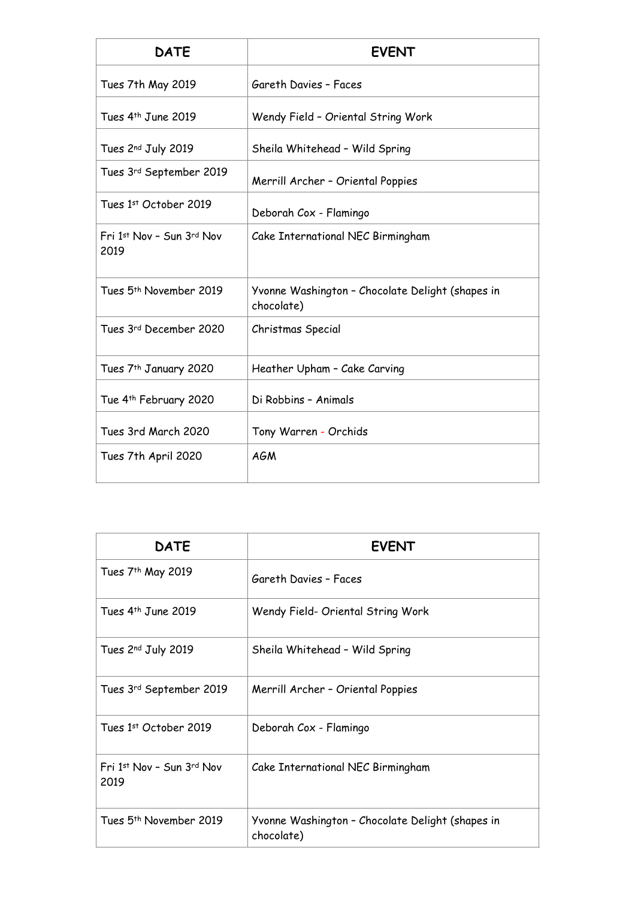| DATE | EVENT |
|---|---|
| Tues 7th May 2019 | Gareth Davies – Faces |
| Tues 4th June 2019 | Wendy Field – Oriental String Work |
| Tues 2nd July 2019 | Sheila Whitehead – Wild Spring |
| Tues 3rd September 2019 | Merrill Archer – Oriental Poppies |
| Tues 1st October 2019 | Deborah Cox - Flamingo |
| Fri 1st Nov – Sun 3rd Nov 2019 | Cake International NEC Birmingham |
| Tues 5th November 2019 | Yvonne Washington – Chocolate Delight (shapes in chocolate) |
| Tues 3rd December 2020 | Christmas Special |
| Tues 7th January 2020 | Heather Upham – Cake Carving |
| Tue 4th February 2020 | Di Robbins – Animals |
| Tues 3rd March 2020 | Tony Warren - Orchids |
| Tues 7th April 2020 | AGM |

| DATE | EVENT |
|---|---|
| Tues 7th May 2019 | Gareth Davies – Faces |
| Tues 4th June 2019 | Wendy Field- Oriental String Work |
| Tues 2nd July 2019 | Sheila Whitehead – Wild Spring |
| Tues 3rd September 2019 | Merrill Archer – Oriental Poppies |
| Tues 1st October 2019 | Deborah Cox - Flamingo |
| Fri 1st Nov – Sun 3rd Nov 2019 | Cake International NEC Birmingham |
| Tues 5th November 2019 | Yvonne Washington – Chocolate Delight (shapes in chocolate) |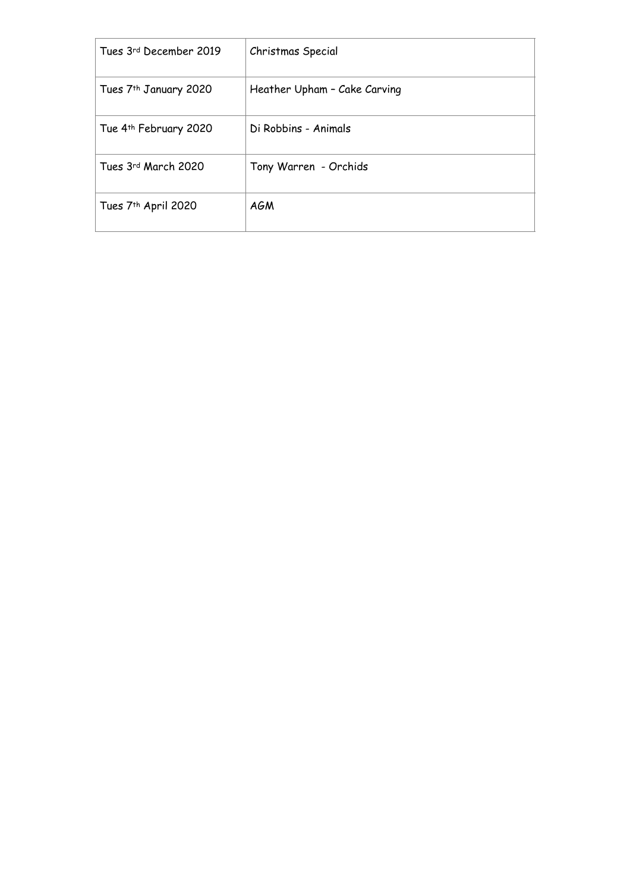| | |
|---|---|
| Tues 3rd December 2019 | Christmas Special |
| Tues 7th January 2020 | Heather Upham – Cake Carving |
| Tue 4th February 2020 | Di Robbins - Animals |
| Tues 3rd March 2020 | Tony Warren - Orchids |
| Tues 7th April 2020 | AGM |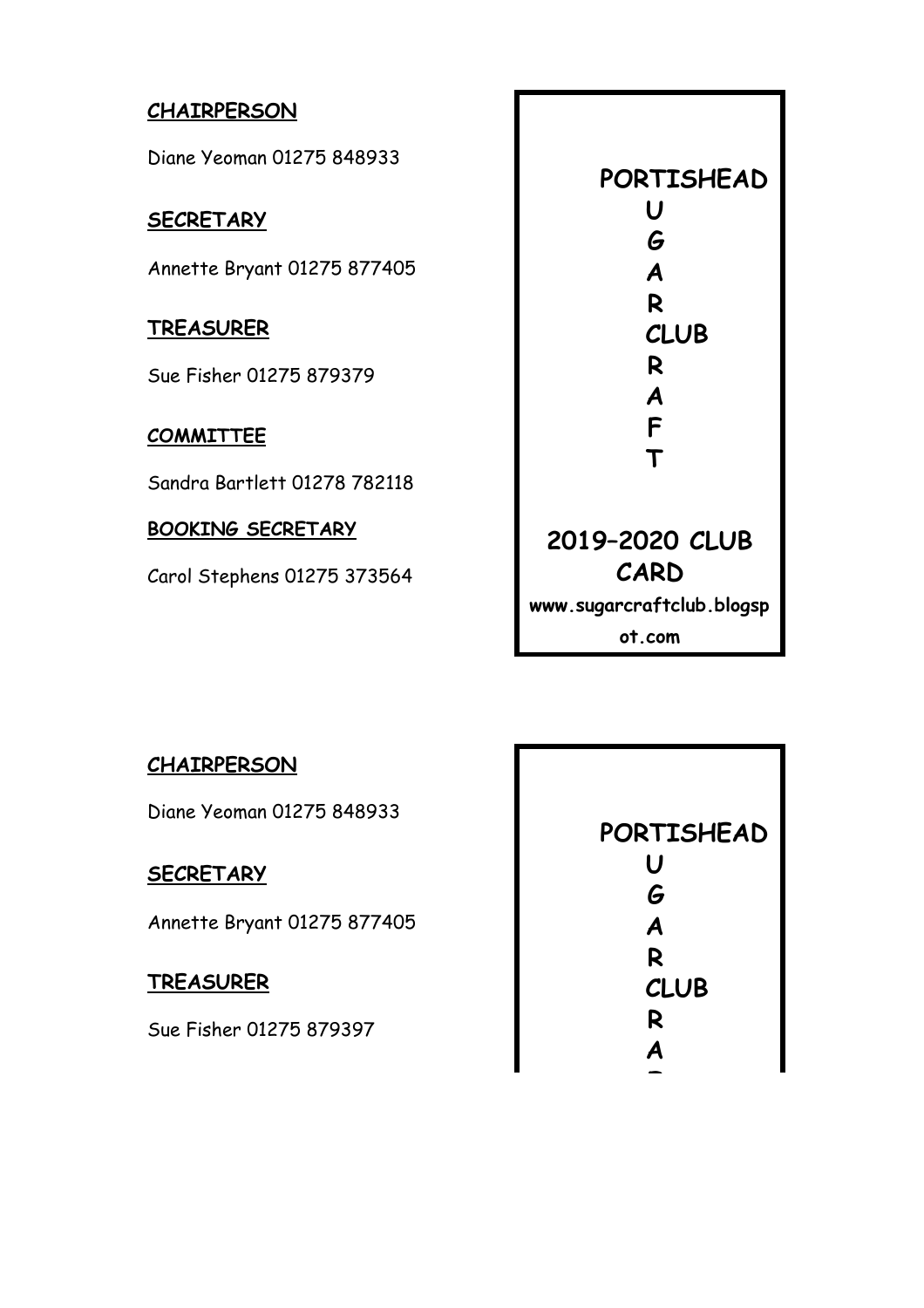**CHAIRPERSON**

Diane Yeoman 01275 848933

**SECRETARY**

Annette Bryant 01275 877405

**TREASURER**

Sue Fisher 01275 879379

**COMMITTEE**

Sandra Bartlett 01278 782118

**BOOKING SECRETARY**

Carol Stephens 01275 373564

**PORTISHEAD**
**U**
**G**
**A**
**R**
**CLUB**
**R**
**A**
**F**
**T**

**2019–2020 CLUB CARD**

**www.sugarcraftclub.blogspot.com**

**CHAIRPERSON**

Diane Yeoman 01275 848933

**SECRETARY**

Annette Bryant 01275 877405

**TREASURER**

Sue Fisher 01275 879397

**PORTISHEAD**
**U**
**G**
**A**
**R**
**CLUB**
**R**
**A**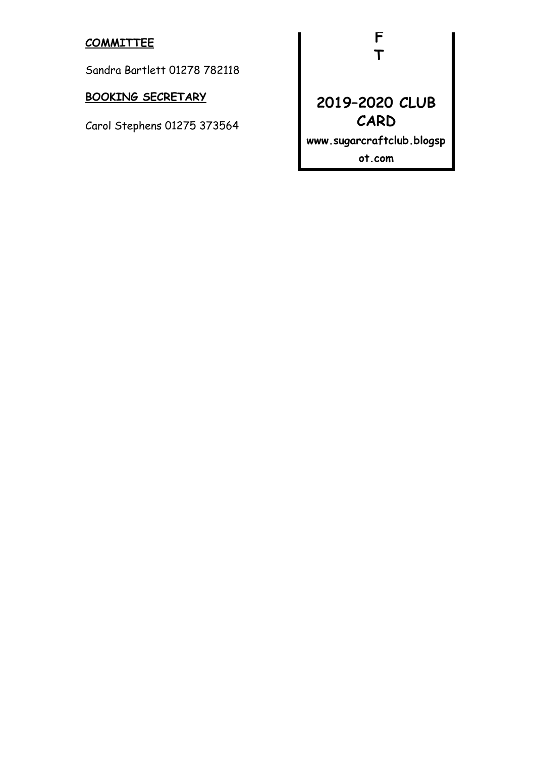**COMMITTEE**

Sandra Bartlett 01278 782118

**BOOKING SECRETARY**

Carol Stephens 01275 373564

**F**

**T**

## 2019–2020 CLUB CARD

**www.sugarcraftclub.blogspot.com**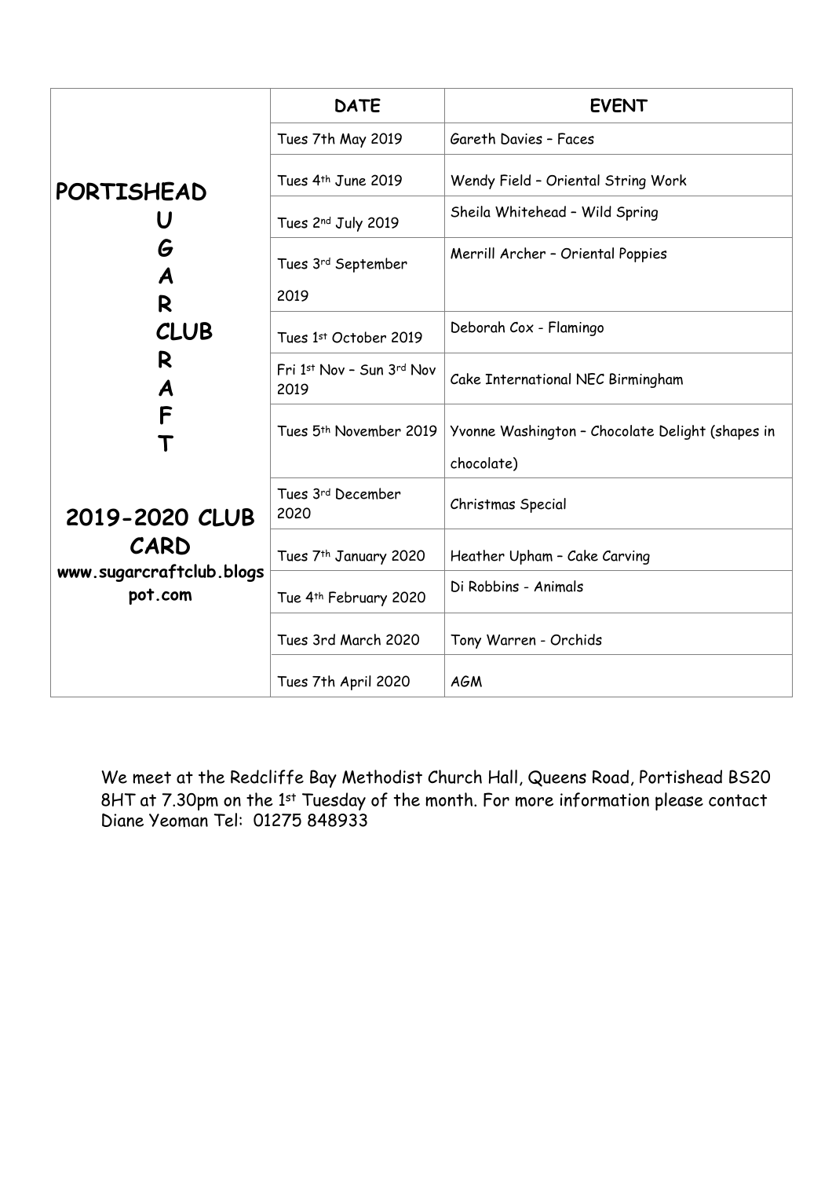| | DATE | EVENT |
|---|---|---|
| **PORTISHEAD U G A R CLUB R A F T** | Tues 7th May 2019 | Gareth Davies – Faces |
| | Tues 4th June 2019 | Wendy Field – Oriental String Work |
| | Tues 2nd July 2019 | Sheila Whitehead – Wild Spring |
| | Tues 3rd September 2019 | Merrill Archer – Oriental Poppies |
| | Tues 1st October 2019 | Deborah Cox - Flamingo |
| | Fri 1st Nov – Sun 3rd Nov 2019 | Cake International NEC Birmingham |
| | Tues 5th November 2019 | Yvonne Washington – Chocolate Delight (shapes in chocolate) |
| **2019-2020 CLUB CARD** | Tues 3rd December 2020 | Christmas Special |
| **www.sugarcraftclub.blogspot.com** | Tues 7th January 2020 | Heather Upham – Cake Carving |
| | Tue 4th February 2020 | Di Robbins - Animals |
| | Tues 3rd March 2020 | Tony Warren - Orchids |
| | Tues 7th April 2020 | AGM |

We meet at the Redcliffe Bay Methodist Church Hall, Queens Road, Portishead BS20 8HT at 7.30pm on the 1st Tuesday of the month. For more information please contact Diane Yeoman Tel: 01275 848933